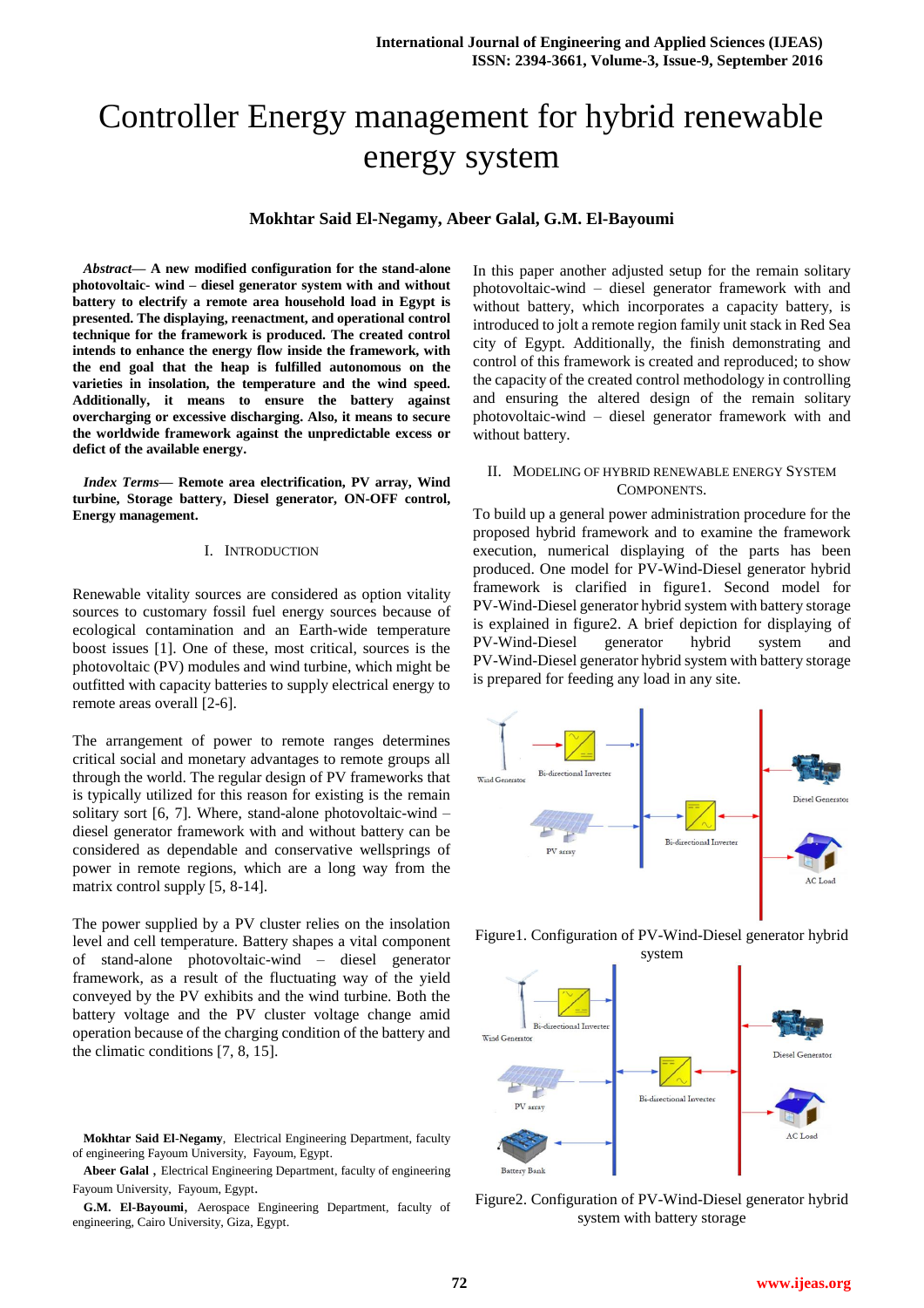# Controller Energy management for hybrid renewable energy system

**Mokhtar Said El-Negamy, Abeer Galal, G.M. El-Bayoumi**

***Abstract*— A new modified configuration for the stand-alone photovoltaic- wind – diesel generator system with and without battery to electrify a remote area household load in Egypt is presented. The displaying, reenactment, and operational control technique for the framework is produced. The created control intends to enhance the energy flow inside the framework, with the end goal that the heap is fulfilled autonomous on the varieties in insolation, the temperature and the wind speed. Additionally, it means to ensure the battery against overcharging or excessive discharging. Also, it means to secure the worldwide framework against the unpredictable excess or deficit of the available energy.**

***Index Terms*— Remote area electrification, PV array, Wind turbine, Storage battery, Diesel generator, ON-OFF control, Energy management.**

## I. Introduction

Renewable vitality sources are considered as option vitality sources to customary fossil fuel energy sources because of ecological contamination and an Earth-wide temperature boost issues [1]. One of these, most critical, sources is the photovoltaic (PV) modules and wind turbine, which might be outfitted with capacity batteries to supply electrical energy to remote areas overall [2-6].

The arrangement of power to remote ranges determines critical social and monetary advantages to remote groups all through the world. The regular design of PV frameworks that is typically utilized for this reason for existing is the remain solitary sort [6, 7]. Where, stand-alone photovoltaic-wind – diesel generator framework with and without battery can be considered as dependable and conservative wellsprings of power in remote regions, which are a long way from the matrix control supply [5, 8-14].

The power supplied by a PV cluster relies on the insolation level and cell temperature. Battery shapes a vital component of stand-alone photovoltaic-wind – diesel generator framework, as a result of the fluctuating way of the yield conveyed by the PV exhibits and the wind turbine. Both the battery voltage and the PV cluster voltage change amid operation because of the charging condition of the battery and the climatic conditions [7, 8, 15].

**Mokhtar Said El-Negamy**, Electrical Engineering Department, faculty of engineering Fayoum University, Fayoum, Egypt.

**Abeer Galal** , Electrical Engineering Department, faculty of engineering Fayoum University, Fayoum, Egypt.

**G.M. El-Bayoumi**, Aerospace Engineering Department, faculty of engineering, Cairo University, Giza, Egypt.

In this paper another adjusted setup for the remain solitary photovoltaic-wind – diesel generator framework with and without battery, which incorporates a capacity battery, is introduced to jolt a remote region family unit stack in Red Sea city of Egypt. Additionally, the finish demonstrating and control of this framework is created and reproduced; to show the capacity of the created control methodology in controlling and ensuring the altered design of the remain solitary photovoltaic-wind – diesel generator framework with and without battery.

## II. Modeling of Hybrid Renewable Energy System Components.

To build up a general power administration procedure for the proposed hybrid framework and to examine the framework execution, numerical displaying of the parts has been produced. One model for PV-Wind-Diesel generator hybrid framework is clarified in figure1. Second model for PV-Wind-Diesel generator hybrid system with battery storage is explained in figure2. A brief depiction for displaying of PV-Wind-Diesel generator hybrid system and PV-Wind-Diesel generator hybrid system with battery storage is prepared for feeding any load in any site.

Figure1. Configuration of PV-Wind-Diesel generator hybrid system

Figure2. Configuration of PV-Wind-Diesel generator hybrid system with battery storage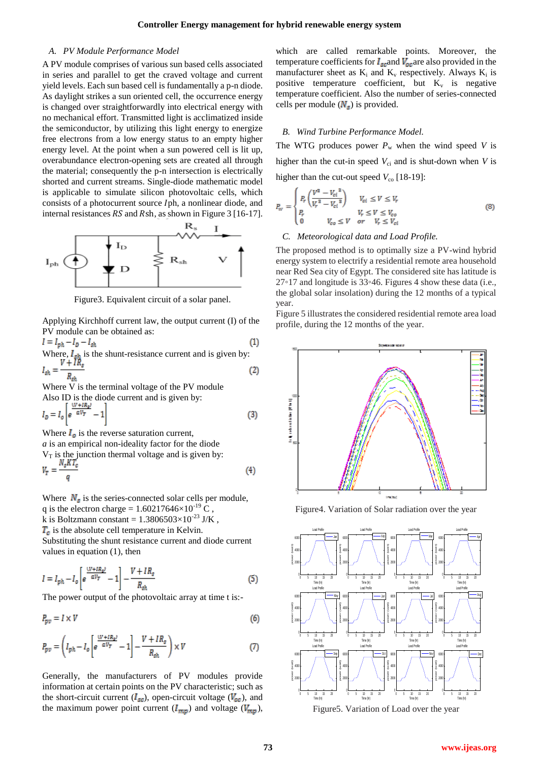### A. PV Module Performance Model

A PV module comprises of various sun based cells associated in series and parallel to get the craved voltage and current yield levels. Each sun based cell is fundamentally a p-n diode. As daylight strikes a sun oriented cell, the occurrence energy is changed over straightforwardly into electrical energy with no mechanical effort. Transmitted light is acclimatized inside the semiconductor, by utilizing this light energy to energize free electrons from a low energy status to an empty higher energy level. At the point when a sun powered cell is lit up, overabundance electron-opening sets are created all through the material; consequently the p-n intersection is electrically shorted and current streams. Single-diode mathematic model is applicable to simulate silicon photovoltaic cells, which consists of a photocurrent source $I$ph, a nonlinear diode, and internal resistances $RS$ and $R$sh, as shown in Figure 3 [16-17].

Figure3. Equivalent circuit of a solar panel.

Applying Kirchhoff current law, the output current (I) of the PV module can be obtained as:

$$I = I_{ph} - I_D - I_{sh} \tag{1}$$

Where, $I_{sh}$ is the shunt-resistance current and is given by:

$$I_{sh} = \frac{V + IR_s}{R_{sh}} \tag{2}$$

Where V is the terminal voltage of the PV module

Also ID is the diode current and is given by:

$$I_D = I_0\left[e^{\frac{(V+IR_s)}{aV_T}} - 1\right] \tag{3}$$

Where $I_0$ is the reverse saturation current,

$a$ is an empirical non-ideality factor for the diode

$V_T$ is the junction thermal voltage and is given by:

$$V_T = \frac{N_s K T_c}{q} \tag{4}$$

Where $N_s$ is the series-connected solar cells per module,

q is the electron charge = $1.60217646\times10^{-19}$ C ,

k is Boltzmann constant = $1.3806503\times10^{-23}$ J/K ,

$T_c$ is the absolute cell temperature in Kelvin.

Substituting the shunt resistance current and diode current values in equation (1), then

$$I = I_{ph} - I_0\left[e^{\frac{(V+IR_s)}{aV_T}} - 1\right] - \frac{V + IR_s}{R_{sh}} \tag{5}$$

The power output of the photovoltaic array at time t is:-

$$P_{pv} = I \times V \tag{6}$$

$$P_{pv} = \left(I_{ph} - I_0\left[e^{\frac{(V+IR_s)}{aV_T}} - 1\right] - \frac{V + IR_s}{R_{sh}}\right) \times V \tag{7}$$

Generally, the manufacturers of PV modules provide information at certain points on the PV characteristic; such as the short-circuit current ($I_{sc}$), open-circuit voltage ($V_{oc}$), and the maximum power point current ($I_{mp}$) and voltage ($V_{mp}$), which are called remarkable points. Moreover, the temperature coefficients for $I_{sc}$and $V_{oc}$are also provided in the manufacturer sheet as $K_i$ and $K_v$ respectively. Always $K_i$ is positive temperature coefficient, but $K_v$ is negative temperature coefficient. Also the number of series-connected cells per module ($N_s$) is provided.

### B. Wind Turbine Performance Model.

The WTG produces power $P_w$ when the wind speed $V$ is higher than the cut-in speed $V_{ci}$ and is shut-down when $V$ is higher than the cut-out speed $V_{co}$ [18-19]:

$$P_w = \begin{cases} P_r\left(\dfrac{V^3 - V_{ci}^3}{V_r^3 - V_{ci}^3}\right) & V_{ci} \le V \le V_r \\ P_r & V_r \le V \le V_{co} \\ 0 & V_{co} \le V \quad or \quad V_r \le V_{ci} \end{cases} \tag{8}$$

### C. Meteorological data and Load Profile.

The proposed method is to optimally size a PV-wind hybrid energy system to electrify a residential remote area household near Red Sea city of Egypt. The considered site has latitude is 27◦17 and longitude is 33◦46. Figures 4 show these data (i.e., the global solar insolation) during the 12 months of a typical year.

Figure 5 illustrates the considered residential remote area load profile, during the 12 months of the year.

Figure4. Variation of Solar radiation over the year

Figure5. Variation of Load over the year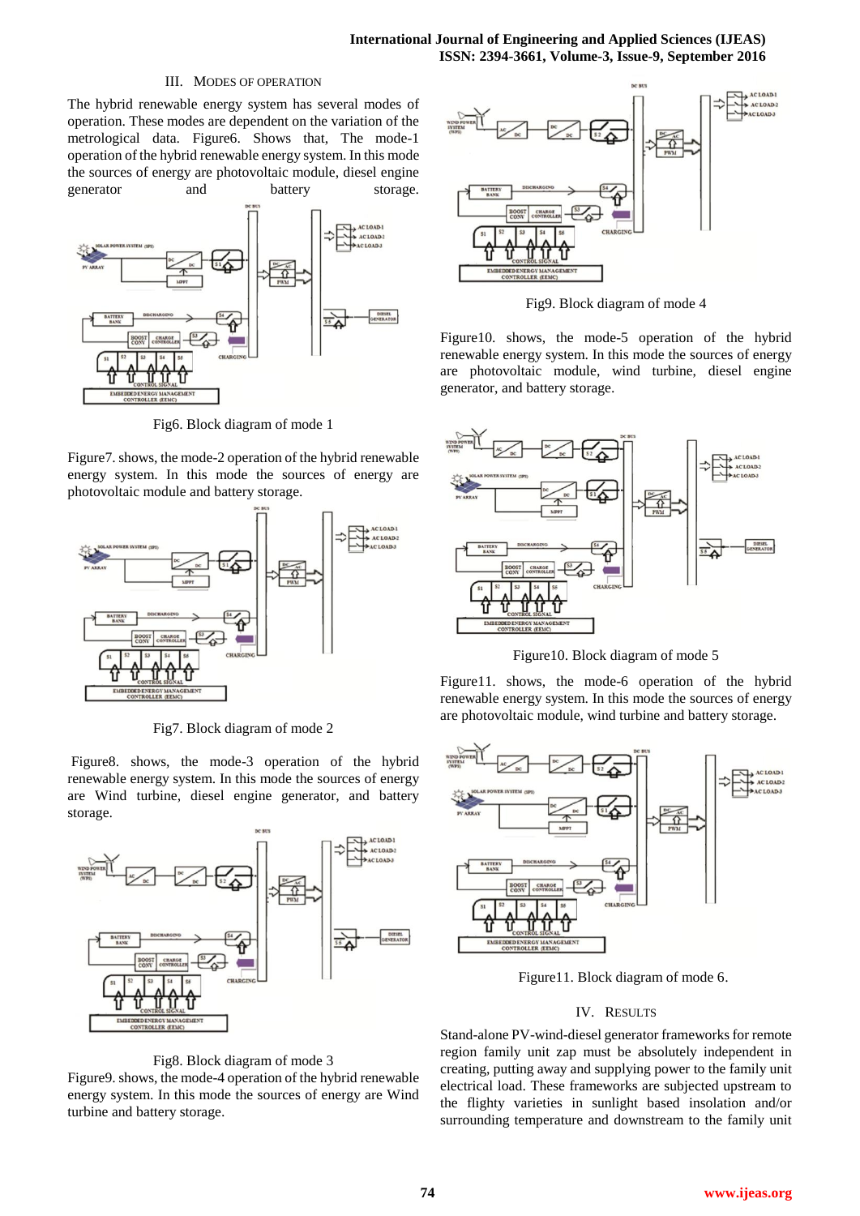## III. MODES OF OPERATION

The hybrid renewable energy system has several modes of operation. These modes are dependent on the variation of the metrological data. Figure6. Shows that, The mode-1 operation of the hybrid renewable energy system. In this mode the sources of energy are photovoltaic module, diesel engine generator and battery storage.

Fig6. Block diagram of mode 1

Figure7. shows, the mode-2 operation of the hybrid renewable energy system. In this mode the sources of energy are photovoltaic module and battery storage.

Fig7. Block diagram of mode 2

Figure8. shows, the mode-3 operation of the hybrid renewable energy system. In this mode the sources of energy are Wind turbine, diesel engine generator, and battery storage.

Fig8. Block diagram of mode 3

Figure9. shows, the mode-4 operation of the hybrid renewable energy system. In this mode the sources of energy are Wind turbine and battery storage.

Fig9. Block diagram of mode 4

Figure10. shows, the mode-5 operation of the hybrid renewable energy system. In this mode the sources of energy are photovoltaic module, wind turbine, diesel engine generator, and battery storage.

Figure10. Block diagram of mode 5

Figure11. shows, the mode-6 operation of the hybrid renewable energy system. In this mode the sources of energy are photovoltaic module, wind turbine and battery storage.

Figure11. Block diagram of mode 6.

## IV. RESULTS

Stand-alone PV-wind-diesel generator frameworks for remote region family unit zap must be absolutely independent in creating, putting away and supplying power to the family unit electrical load. These frameworks are subjected upstream to the flighty varieties in sunlight based insolation and/or surrounding temperature and downstream to the family unit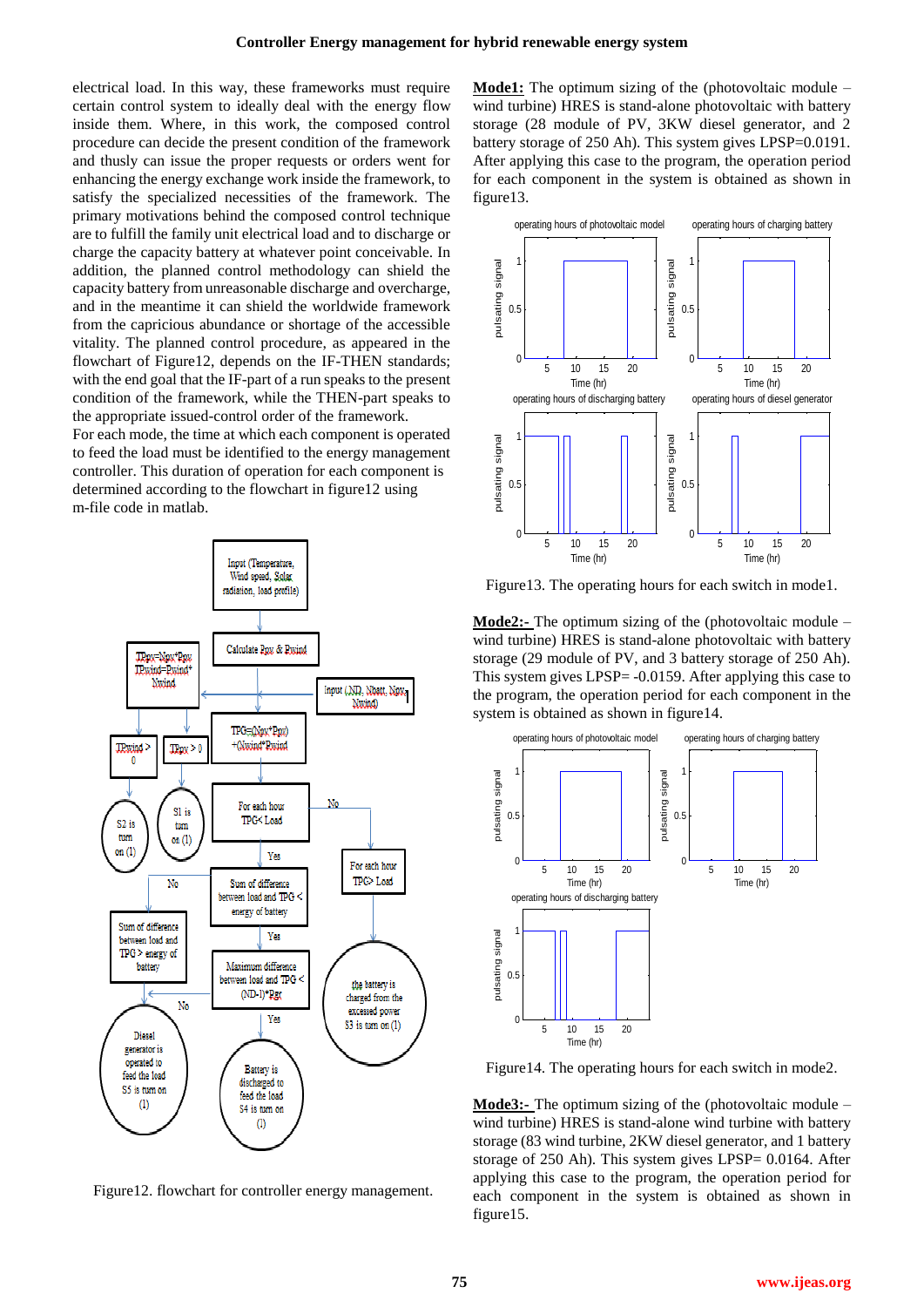electrical load. In this way, these frameworks must require certain control system to ideally deal with the energy flow inside them. Where, in this work, the composed control procedure can decide the present condition of the framework and thusly can issue the proper requests or orders went for enhancing the energy exchange work inside the framework, to satisfy the specialized necessities of the framework. The primary motivations behind the composed control technique are to fulfill the family unit electrical load and to discharge or charge the capacity battery at whatever point conceivable. In addition, the planned control methodology can shield the capacity battery from unreasonable discharge and overcharge, and in the meantime it can shield the worldwide framework from the capricious abundance or shortage of the accessible vitality. The planned control procedure, as appeared in the flowchart of Figure12, depends on the IF-THEN standards; with the end goal that the IF-part of a run speaks to the present condition of the framework, while the THEN-part speaks to the appropriate issued-control order of the framework.

For each mode, the time at which each component is operated to feed the load must be identified to the energy management controller. This duration of operation for each component is determined according to the flowchart in figure12 using m-file code in matlab.

Figure12. flowchart for controller energy management.

**Mode1:** The optimum sizing of the (photovoltaic module – wind turbine) HRES is stand-alone photovoltaic with battery storage (28 module of PV, 3KW diesel generator, and 2 battery storage of 250 Ah). This system gives LPSP=0.0191. After applying this case to the program, the operation period for each component in the system is obtained as shown in figure13.

Figure13. The operating hours for each switch in mode1.

**Mode2:-** The optimum sizing of the (photovoltaic module – wind turbine) HRES is stand-alone photovoltaic with battery storage (29 module of PV, and 3 battery storage of 250 Ah). This system gives LPSP= -0.0159. After applying this case to the program, the operation period for each component in the system is obtained as shown in figure14.

Figure14. The operating hours for each switch in mode2.

**Mode3:-** The optimum sizing of the (photovoltaic module – wind turbine) HRES is stand-alone wind turbine with battery storage (83 wind turbine, 2KW diesel generator, and 1 battery storage of 250 Ah). This system gives LPSP= 0.0164. After applying this case to the program, the operation period for each component in the system is obtained as shown in figure15.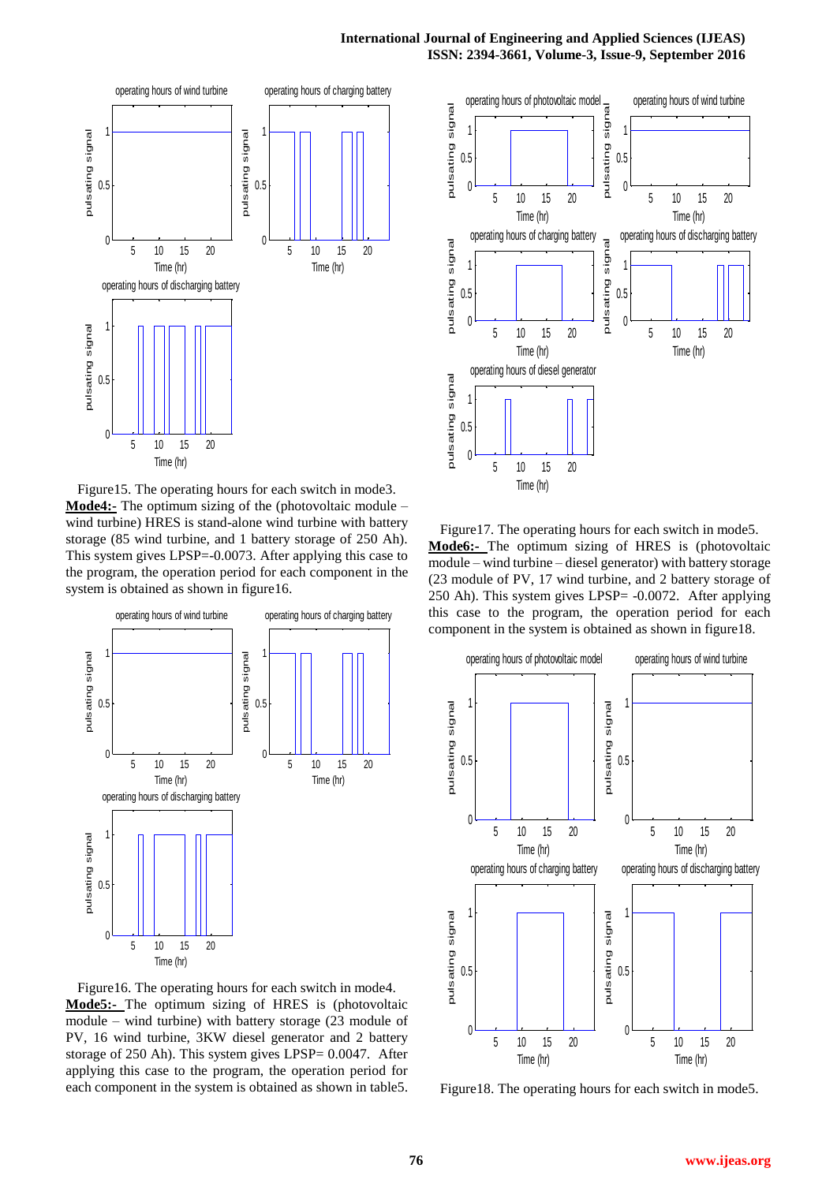Figure15. The operating hours for each switch in mode3.

**Mode4:-** The optimum sizing of the (photovoltaic module – wind turbine) HRES is stand-alone wind turbine with battery storage (85 wind turbine, and 1 battery storage of 250 Ah). This system gives LPSP=-0.0073. After applying this case to the program, the operation period for each component in the system is obtained as shown in figure16.

Figure16. The operating hours for each switch in mode4.

**Mode5:-** The optimum sizing of HRES is (photovoltaic module – wind turbine) with battery storage (23 module of PV, 16 wind turbine, 3KW diesel generator and 2 battery storage of 250 Ah). This system gives LPSP= 0.0047. After applying this case to the program, the operation period for each component in the system is obtained as shown in table5.

Figure17. The operating hours for each switch in mode5.

**Mode6:-** The optimum sizing of HRES is (photovoltaic module – wind turbine – diesel generator) with battery storage (23 module of PV, 17 wind turbine, and 2 battery storage of 250 Ah). This system gives LPSP= -0.0072. After applying this case to the program, the operation period for each component in the system is obtained as shown in figure18.

Figure18. The operating hours for each switch in mode5.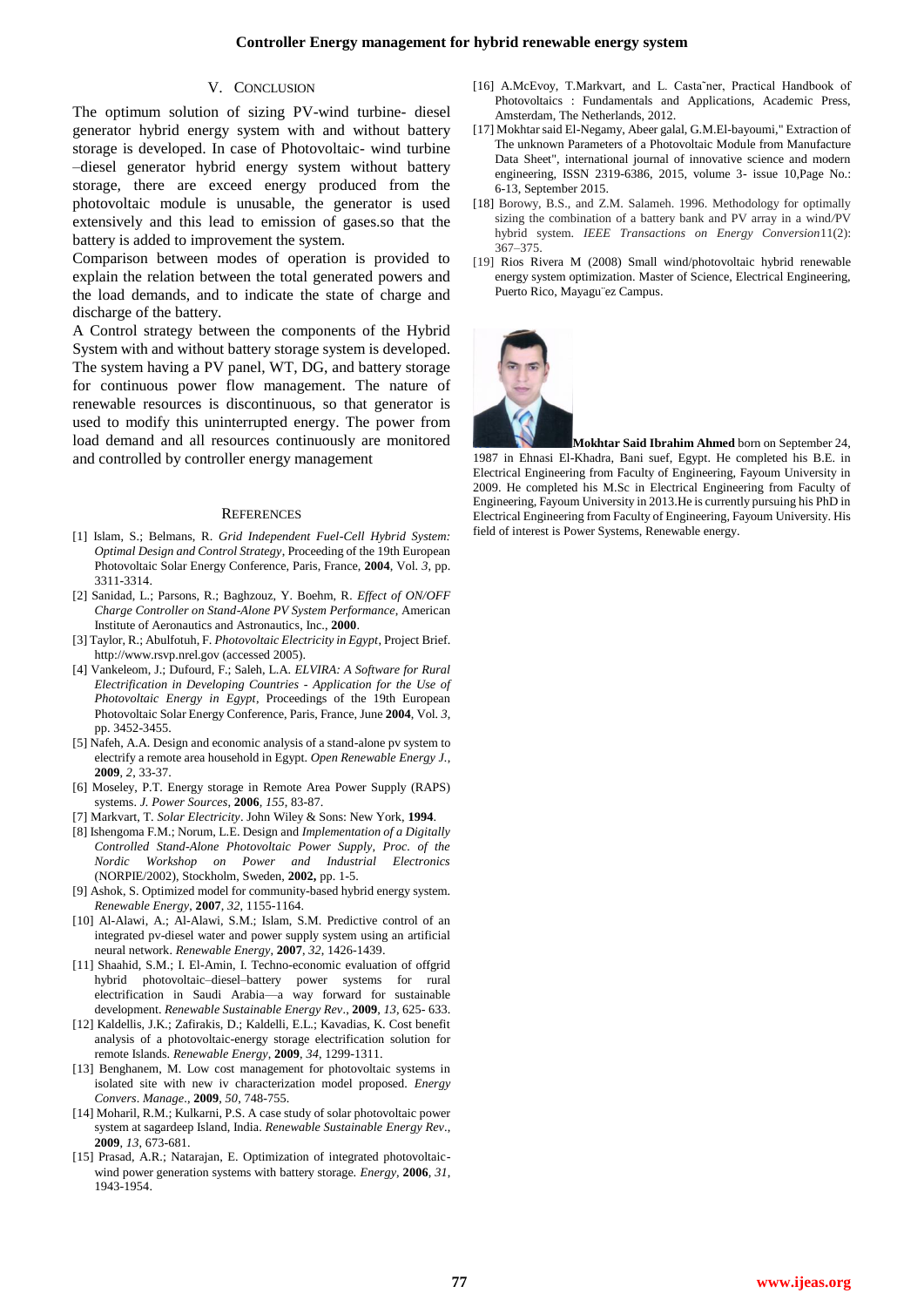## V. CONCLUSION

The optimum solution of sizing PV-wind turbine- diesel generator hybrid energy system with and without battery storage is developed. In case of Photovoltaic- wind turbine –diesel generator hybrid energy system without battery storage, there are exceed energy produced from the photovoltaic module is unusable, the generator is used extensively and this lead to emission of gases.so that the battery is added to improvement the system.

Comparison between modes of operation is provided to explain the relation between the total generated powers and the load demands, and to indicate the state of charge and discharge of the battery.

A Control strategy between the components of the Hybrid System with and without battery storage system is developed. The system having a PV panel, WT, DG, and battery storage for continuous power flow management. The nature of renewable resources is discontinuous, so that generator is used to modify this uninterrupted energy. The power from load demand and all resources continuously are monitored and controlled by controller energy management

## REFERENCES

[1] Islam, S.; Belmans, R. *Grid Independent Fuel-Cell Hybrid System: Optimal Design and Control Strategy*, Proceeding of the 19th European Photovoltaic Solar Energy Conference, Paris, France, **2004**, Vol. *3*, pp. 3311-3314.

[2] Sanidad, L.; Parsons, R.; Baghzouz, Y. Boehm, R. *Effect of ON/OFF Charge Controller on Stand-Alone PV System Performance*, American Institute of Aeronautics and Astronautics, Inc., **2000**.

[3] Taylor, R.; Abulfotuh, F. *Photovoltaic Electricity in Egypt*, Project Brief. http://www.rsvp.nrel.gov (accessed 2005).

[4] Vankeleom, J.; Dufourd, F.; Saleh, L.A. *ELVIRA: A Software for Rural Electrification in Developing Countries - Application for the Use of Photovoltaic Energy in Egypt*, Proceedings of the 19th European Photovoltaic Solar Energy Conference, Paris, France, June **2004**, Vol. *3*, pp. 3452-3455.

[5] Nafeh, A.A. Design and economic analysis of a stand-alone pv system to electrify a remote area household in Egypt. *Open Renewable Energy J.*, **2009**, *2*, 33-37.

[6] Moseley, P.T. Energy storage in Remote Area Power Supply (RAPS) systems. *J. Power Sources*, **2006**, *155*, 83-87.

[7] Markvart, T. *Solar Electricity*. John Wiley & Sons: New York, **1994**.

[8] Ishengoma F.M.; Norum, L.E. Design and *Implementation of a Digitally Controlled Stand-Alone Photovoltaic Power Supply, Proc. of the Nordic Workshop on Power and Industrial Electronics* (NORPIE/2002), Stockholm, Sweden, **2002,** pp. 1-5.

[9] Ashok, S. Optimized model for community-based hybrid energy system. *Renewable Energy*, **2007**, *32*, 1155-1164.

[10] Al-Alawi, A.; Al-Alawi, S.M.; Islam, S.M. Predictive control of an integrated pv-diesel water and power supply system using an artificial neural network. *Renewable Energy*, **2007**, *32*, 1426-1439.

[11] Shaahid, S.M.; I. El-Amin, I. Techno-economic evaluation of offgrid hybrid photovoltaic–diesel–battery power systems for rural electrification in Saudi Arabia—a way forward for sustainable development. *Renewable Sustainable Energy Rev*., **2009**, *13*, 625- 633.

[12] Kaldellis, J.K.; Zafirakis, D.; Kaldelli, E.L.; Kavadias, K. Cost benefit analysis of a photovoltaic-energy storage electrification solution for remote Islands. *Renewable Energy*, **2009**, *34*, 1299-1311.

[13] Benghanem, M. Low cost management for photovoltaic systems in isolated site with new iv characterization model proposed. *Energy Convers. Manage*., **2009**, *50*, 748-755.

[14] Moharil, R.M.; Kulkarni, P.S. A case study of solar photovoltaic power system at sagardeep Island, India. *Renewable Sustainable Energy Rev*., **2009**, *13*, 673-681.

[15] Prasad, A.R.; Natarajan, E. Optimization of integrated photovoltaic-wind power generation systems with battery storage. *Energy*, **2006**, *31*, 1943-1954.

[16] A.McEvoy, T.Markvart, and L. Casta˜ner, Practical Handbook of Photovoltaics : Fundamentals and Applications, Academic Press, Amsterdam, The Netherlands, 2012.

[17] Mokhtar said El-Negamy, Abeer galal, G.M.El-bayoumi," Extraction of The unknown Parameters of a Photovoltaic Module from Manufacture Data Sheet", international journal of innovative science and modern engineering, ISSN 2319-6386, 2015, volume 3- issue 10,Page No.: 6-13, September 2015.

[18] Borowy, B.S., and Z.M. Salameh. 1996. Methodology for optimally sizing the combination of a battery bank and PV array in a wind/PV hybrid system. *IEEE Transactions on Energy Conversion*11(2): 367–375.

[19] Rios Rivera M (2008) Small wind/photovoltaic hybrid renewable energy system optimization. Master of Science, Electrical Engineering, Puerto Rico, Mayagu¨ez Campus.

**Mokhtar Said Ibrahim Ahmed** born on September 24, 1987 in Ehnasi El-Khadra, Bani suef, Egypt. He completed his B.E. in Electrical Engineering from Faculty of Engineering, Fayoum University in 2009. He completed his M.Sc in Electrical Engineering from Faculty of Engineering, Fayoum University in 2013.He is currently pursuing his PhD in Electrical Engineering from Faculty of Engineering, Fayoum University. His field of interest is Power Systems, Renewable energy.